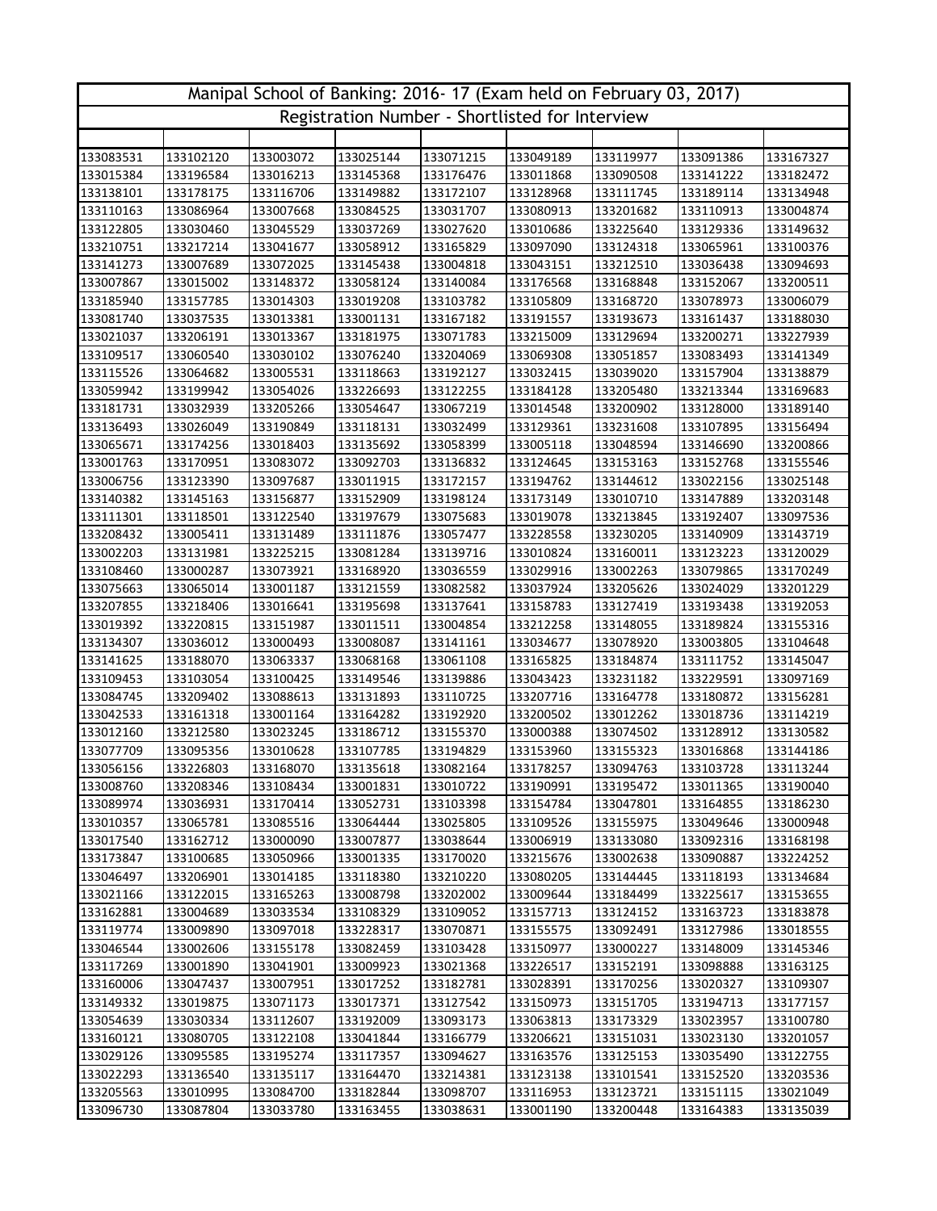# Manipal School of Banking: 2016- 17 (Exam held on February 03, 2017)

## Registration Number - Shortlisted for Interview

| | | | | | | | | |
|---|---|---|---|---|---|---|---|---|
| 133083531 | 133102120 | 133003072 | 133025144 | 133071215 | 133049189 | 133119977 | 133091386 | 133167327 |
| 133015384 | 133196584 | 133016213 | 133145368 | 133176476 | 133011868 | 133090508 | 133141222 | 133182472 |
| 133138101 | 133178175 | 133116706 | 133149882 | 133172107 | 133128968 | 133111745 | 133189114 | 133134948 |
| 133110163 | 133086964 | 133007668 | 133084525 | 133031707 | 133080913 | 133201682 | 133110913 | 133004874 |
| 133122805 | 133030460 | 133045529 | 133037269 | 133027620 | 133010686 | 133225640 | 133129336 | 133149632 |
| 133210751 | 133217214 | 133041677 | 133058912 | 133165829 | 133097090 | 133124318 | 133065961 | 133100376 |
| 133141273 | 133007689 | 133072025 | 133145438 | 133004818 | 133043151 | 133212510 | 133036438 | 133094693 |
| 133007867 | 133015002 | 133148372 | 133058124 | 133140084 | 133176568 | 133168848 | 133152067 | 133200511 |
| 133185940 | 133157785 | 133014303 | 133019208 | 133103782 | 133105809 | 133168720 | 133078973 | 133006079 |
| 133081740 | 133037535 | 133013381 | 133001131 | 133167182 | 133191557 | 133193673 | 133161437 | 133188030 |
| 133021037 | 133206191 | 133013367 | 133181975 | 133071783 | 133215009 | 133129694 | 133200271 | 133227939 |
| 133109517 | 133060540 | 133030102 | 133076240 | 133204069 | 133069308 | 133051857 | 133083493 | 133141349 |
| 133115526 | 133064682 | 133005531 | 133118663 | 133192127 | 133032415 | 133039020 | 133157904 | 133138879 |
| 133059942 | 133199942 | 133054026 | 133226693 | 133122255 | 133184128 | 133205480 | 133213344 | 133169683 |
| 133181731 | 133032939 | 133205266 | 133054647 | 133067219 | 133014548 | 133200902 | 133128000 | 133189140 |
| 133136493 | 133026049 | 133190849 | 133118131 | 133032499 | 133129361 | 133231608 | 133107895 | 133156494 |
| 133065671 | 133174256 | 133018403 | 133135692 | 133058399 | 133005118 | 133048594 | 133146690 | 133200866 |
| 133001763 | 133170951 | 133083072 | 133092703 | 133136832 | 133124645 | 133153163 | 133152768 | 133155546 |
| 133006756 | 133123390 | 133097687 | 133011915 | 133172157 | 133194762 | 133144612 | 133022156 | 133025148 |
| 133140382 | 133145163 | 133156877 | 133152909 | 133198124 | 133173149 | 133010710 | 133147889 | 133203148 |
| 133111301 | 133118501 | 133122540 | 133197679 | 133075683 | 133019078 | 133213845 | 133192407 | 133097536 |
| 133208432 | 133005411 | 133131489 | 133111876 | 133057477 | 133228558 | 133230205 | 133140909 | 133143719 |
| 133002203 | 133131981 | 133225215 | 133081284 | 133139716 | 133010824 | 133160011 | 133123223 | 133120029 |
| 133108460 | 133000287 | 133073921 | 133168920 | 133036559 | 133029916 | 133002263 | 133079865 | 133170249 |
| 133075663 | 133065014 | 133001187 | 133121559 | 133082582 | 133037924 | 133205626 | 133024029 | 133201229 |
| 133207855 | 133218406 | 133016641 | 133195698 | 133137641 | 133158783 | 133127419 | 133193438 | 133192053 |
| 133019392 | 133220815 | 133151987 | 133011511 | 133004854 | 133212258 | 133148055 | 133189824 | 133155316 |
| 133134307 | 133036012 | 133000493 | 133008087 | 133141161 | 133034677 | 133078920 | 133003805 | 133104648 |
| 133141625 | 133188070 | 133063337 | 133068168 | 133061108 | 133165825 | 133184874 | 133111752 | 133145047 |
| 133109453 | 133103054 | 133100425 | 133149546 | 133139886 | 133043423 | 133231182 | 133229591 | 133097169 |
| 133084745 | 133209402 | 133088613 | 133131893 | 133110725 | 133207716 | 133164778 | 133180872 | 133156281 |
| 133042533 | 133161318 | 133001164 | 133164282 | 133192920 | 133200502 | 133012262 | 133018736 | 133114219 |
| 133012160 | 133212580 | 133023245 | 133186712 | 133155370 | 133000388 | 133074502 | 133128912 | 133130582 |
| 133077709 | 133095356 | 133010628 | 133107785 | 133194829 | 133153960 | 133155323 | 133016868 | 133144186 |
| 133056156 | 133226803 | 133168070 | 133135618 | 133082164 | 133178257 | 133094763 | 133103728 | 133113244 |
| 133008760 | 133208346 | 133108434 | 133001831 | 133010722 | 133190991 | 133195472 | 133011365 | 133190040 |
| 133089974 | 133036931 | 133170414 | 133052731 | 133103398 | 133154784 | 133047801 | 133164855 | 133186230 |
| 133010357 | 133065781 | 133085516 | 133064444 | 133025805 | 133109526 | 133155975 | 133049646 | 133000948 |
| 133017540 | 133162712 | 133000090 | 133007877 | 133038644 | 133006919 | 133133080 | 133092316 | 133168198 |
| 133173847 | 133100685 | 133050966 | 133001335 | 133170020 | 133215676 | 133002638 | 133090887 | 133224252 |
| 133046497 | 133206901 | 133014185 | 133118380 | 133210220 | 133080205 | 133144445 | 133118193 | 133134684 |
| 133021166 | 133122015 | 133165263 | 133008798 | 133202002 | 133009644 | 133184499 | 133225617 | 133153655 |
| 133162881 | 133004689 | 133033534 | 133108329 | 133109052 | 133157713 | 133124152 | 133163723 | 133183878 |
| 133119774 | 133009890 | 133097018 | 133228317 | 133070871 | 133155575 | 133092491 | 133127986 | 133018555 |
| 133046544 | 133002606 | 133155178 | 133082459 | 133103428 | 133150977 | 133000227 | 133148009 | 133145346 |
| 133117269 | 133001890 | 133041901 | 133009923 | 133021368 | 133226517 | 133152191 | 133098888 | 133163125 |
| 133160006 | 133047437 | 133007951 | 133017252 | 133182781 | 133028391 | 133170256 | 133020327 | 133109307 |
| 133149332 | 133019875 | 133071173 | 133017371 | 133127542 | 133150973 | 133151705 | 133194713 | 133177157 |
| 133054639 | 133030334 | 133112607 | 133192009 | 133093173 | 133063813 | 133173329 | 133023957 | 133100780 |
| 133160121 | 133080705 | 133122108 | 133041844 | 133166779 | 133206621 | 133151031 | 133023130 | 133201057 |
| 133029126 | 133095585 | 133195274 | 133117357 | 133094627 | 133163576 | 133125153 | 133035490 | 133122755 |
| 133022293 | 133136540 | 133135117 | 133164470 | 133214381 | 133123138 | 133101541 | 133152520 | 133203536 |
| 133205563 | 133010995 | 133084700 | 133182844 | 133098707 | 133116953 | 133123721 | 133151115 | 133021049 |
| 133096730 | 133087804 | 133033780 | 133163455 | 133038631 | 133001190 | 133200448 | 133164383 | 133135039 |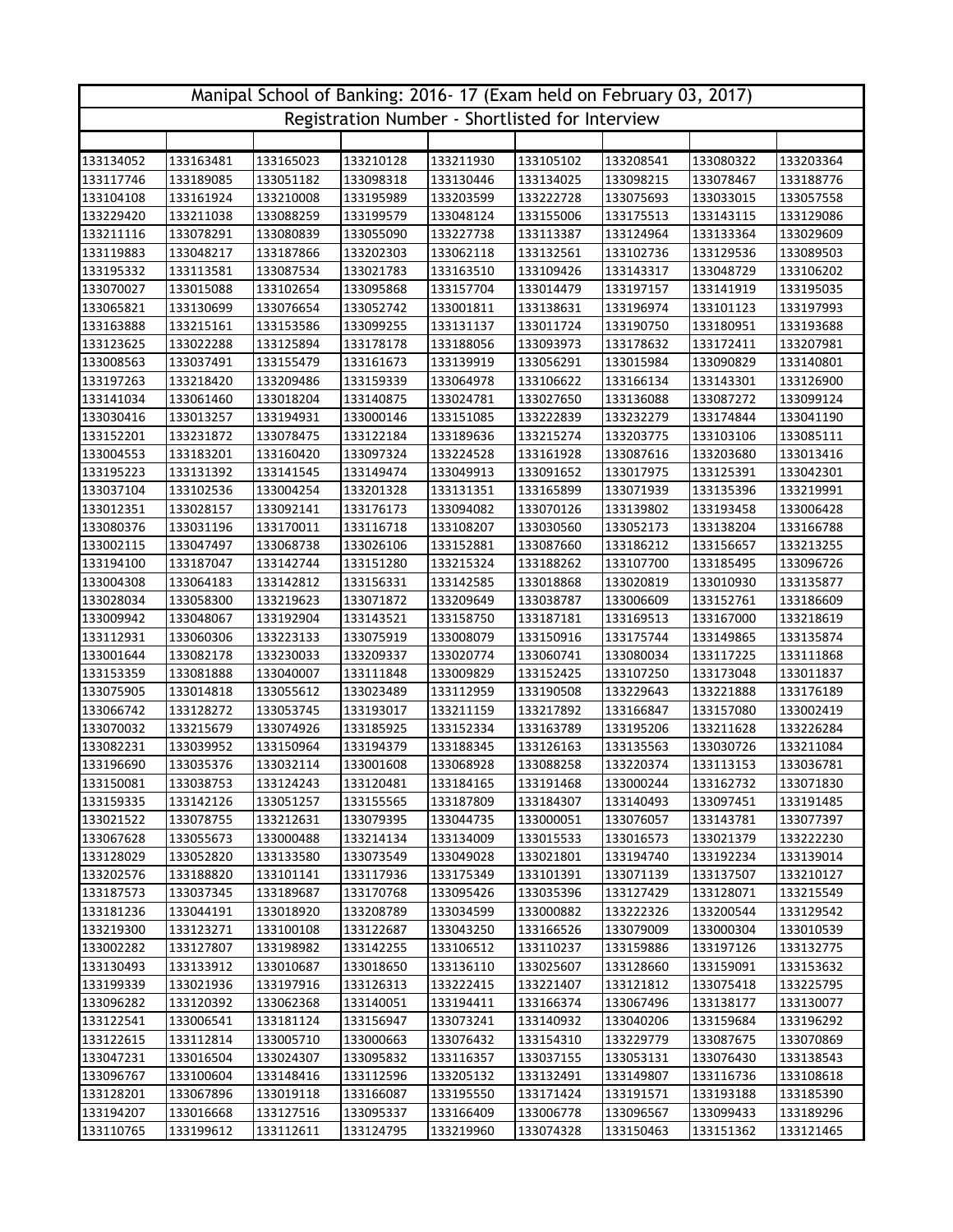# Manipal School of Banking: 2016- 17 (Exam held on February 03, 2017)

## Registration Number - Shortlisted for Interview

| | | | | | | | | |
|---|---|---|---|---|---|---|---|---|
| 133134052 | 133163481 | 133165023 | 133210128 | 133211930 | 133105102 | 133208541 | 133080322 | 133203364 |
| 133117746 | 133189085 | 133051182 | 133098318 | 133130446 | 133134025 | 133098215 | 133078467 | 133188776 |
| 133104108 | 133161924 | 133210008 | 133195989 | 133203599 | 133222728 | 133075693 | 133033015 | 133057558 |
| 133229420 | 133211038 | 133088259 | 133199579 | 133048124 | 133155006 | 133175513 | 133143115 | 133129086 |
| 133211116 | 133078291 | 133080839 | 133055090 | 133227738 | 133113387 | 133124964 | 133133364 | 133029609 |
| 133119883 | 133048217 | 133187866 | 133202303 | 133062118 | 133132561 | 133102736 | 133129536 | 133089503 |
| 133195332 | 133113581 | 133087534 | 133021783 | 133163510 | 133109426 | 133143317 | 133048729 | 133106202 |
| 133070027 | 133015088 | 133102654 | 133095868 | 133157704 | 133014479 | 133197157 | 133141919 | 133195035 |
| 133065821 | 133130699 | 133076654 | 133052742 | 133001811 | 133138631 | 133196974 | 133101123 | 133197993 |
| 133163888 | 133215161 | 133153586 | 133099255 | 133131137 | 133011724 | 133190750 | 133180951 | 133193688 |
| 133123625 | 133022288 | 133125894 | 133178178 | 133188056 | 133093973 | 133178632 | 133172411 | 133207981 |
| 133008563 | 133037491 | 133155479 | 133161673 | 133139919 | 133056291 | 133015984 | 133090829 | 133140801 |
| 133197263 | 133218420 | 133209486 | 133159339 | 133064978 | 133106622 | 133166134 | 133143301 | 133126900 |
| 133141034 | 133061460 | 133018204 | 133140875 | 133024781 | 133027650 | 133136088 | 133087272 | 133099124 |
| 133030416 | 133013257 | 133194931 | 133000146 | 133151085 | 133222839 | 133232279 | 133174844 | 133041190 |
| 133152201 | 133231872 | 133078475 | 133122184 | 133189636 | 133215274 | 133203775 | 133103106 | 133085111 |
| 133004553 | 133183201 | 133160420 | 133097324 | 133224528 | 133161928 | 133087616 | 133203680 | 133013416 |
| 133195223 | 133131392 | 133141545 | 133149474 | 133049913 | 133091652 | 133017975 | 133125391 | 133042301 |
| 133037104 | 133102536 | 133004254 | 133201328 | 133131351 | 133165899 | 133071939 | 133135396 | 133219991 |
| 133012351 | 133028157 | 133092141 | 133176173 | 133094082 | 133070126 | 133139802 | 133193458 | 133006428 |
| 133080376 | 133031196 | 133170011 | 133116718 | 133108207 | 133030560 | 133052173 | 133138204 | 133166788 |
| 133002115 | 133047497 | 133068738 | 133026106 | 133152881 | 133087660 | 133186212 | 133156657 | 133213255 |
| 133194100 | 133187047 | 133142744 | 133151280 | 133215324 | 133188262 | 133107700 | 133185495 | 133096726 |
| 133004308 | 133064183 | 133142812 | 133156331 | 133142585 | 133018868 | 133020819 | 133010930 | 133135877 |
| 133028034 | 133058300 | 133219623 | 133071872 | 133209649 | 133038787 | 133006609 | 133152761 | 133186609 |
| 133009942 | 133048067 | 133192904 | 133143521 | 133158750 | 133187181 | 133169513 | 133167000 | 133218619 |
| 133112931 | 133060306 | 133223133 | 133075919 | 133008079 | 133150916 | 133175744 | 133149865 | 133135874 |
| 133001644 | 133082178 | 133230033 | 133209337 | 133020774 | 133060741 | 133080034 | 133117225 | 133111868 |
| 133153359 | 133081888 | 133040007 | 133111848 | 133009829 | 133152425 | 133107250 | 133173048 | 133011837 |
| 133075905 | 133014818 | 133055612 | 133023489 | 133112959 | 133190508 | 133229643 | 133221888 | 133176189 |
| 133066742 | 133128272 | 133053745 | 133193017 | 133211159 | 133217892 | 133166847 | 133157080 | 133002419 |
| 133070032 | 133215679 | 133074926 | 133185925 | 133152334 | 133163789 | 133195206 | 133211628 | 133226284 |
| 133082231 | 133039952 | 133150964 | 133194379 | 133188345 | 133126163 | 133135563 | 133030726 | 133211084 |
| 133196690 | 133035376 | 133032114 | 133001608 | 133068928 | 133088258 | 133220374 | 133113153 | 133036781 |
| 133150081 | 133038753 | 133124243 | 133120481 | 133184165 | 133191468 | 133000244 | 133162732 | 133071830 |
| 133159335 | 133142126 | 133051257 | 133155565 | 133187809 | 133184307 | 133140493 | 133097451 | 133191485 |
| 133021522 | 133078755 | 133212631 | 133079395 | 133044735 | 133000051 | 133076057 | 133143781 | 133077397 |
| 133067628 | 133055673 | 133000488 | 133214134 | 133134009 | 133015533 | 133016573 | 133021379 | 133222230 |
| 133128029 | 133052820 | 133133580 | 133073549 | 133049028 | 133021801 | 133194740 | 133192234 | 133139014 |
| 133202576 | 133188820 | 133101141 | 133117936 | 133175349 | 133101391 | 133071139 | 133137507 | 133210127 |
| 133187573 | 133037345 | 133189687 | 133170768 | 133095426 | 133035396 | 133127429 | 133128071 | 133215549 |
| 133181236 | 133044191 | 133018920 | 133208789 | 133034599 | 133000882 | 133222326 | 133200544 | 133129542 |
| 133219300 | 133123271 | 133100108 | 133122687 | 133043250 | 133166526 | 133079009 | 133000304 | 133010539 |
| 133002282 | 133127807 | 133198982 | 133142255 | 133106512 | 133110237 | 133159886 | 133197126 | 133132775 |
| 133130493 | 133133912 | 133010687 | 133018650 | 133136110 | 133025607 | 133128660 | 133159091 | 133153632 |
| 133199339 | 133021936 | 133197916 | 133126313 | 133222415 | 133221407 | 133121812 | 133075418 | 133225795 |
| 133096282 | 133120392 | 133062368 | 133140051 | 133194411 | 133166374 | 133067496 | 133138177 | 133130077 |
| 133122541 | 133006541 | 133181124 | 133156947 | 133073241 | 133140932 | 133040206 | 133159684 | 133196292 |
| 133122615 | 133112814 | 133005710 | 133000663 | 133076432 | 133154310 | 133229779 | 133087675 | 133070869 |
| 133047231 | 133016504 | 133024307 | 133095832 | 133116357 | 133037155 | 133053131 | 133076430 | 133138543 |
| 133096767 | 133100604 | 133148416 | 133112596 | 133205132 | 133132491 | 133149807 | 133116736 | 133108618 |
| 133128201 | 133067896 | 133019118 | 133166087 | 133195550 | 133171424 | 133191571 | 133193188 | 133185390 |
| 133194207 | 133016668 | 133127516 | 133095337 | 133166409 | 133006778 | 133096567 | 133099433 | 133189296 |
| 133110765 | 133199612 | 133112611 | 133124795 | 133219960 | 133074328 | 133150463 | 133151362 | 133121465 |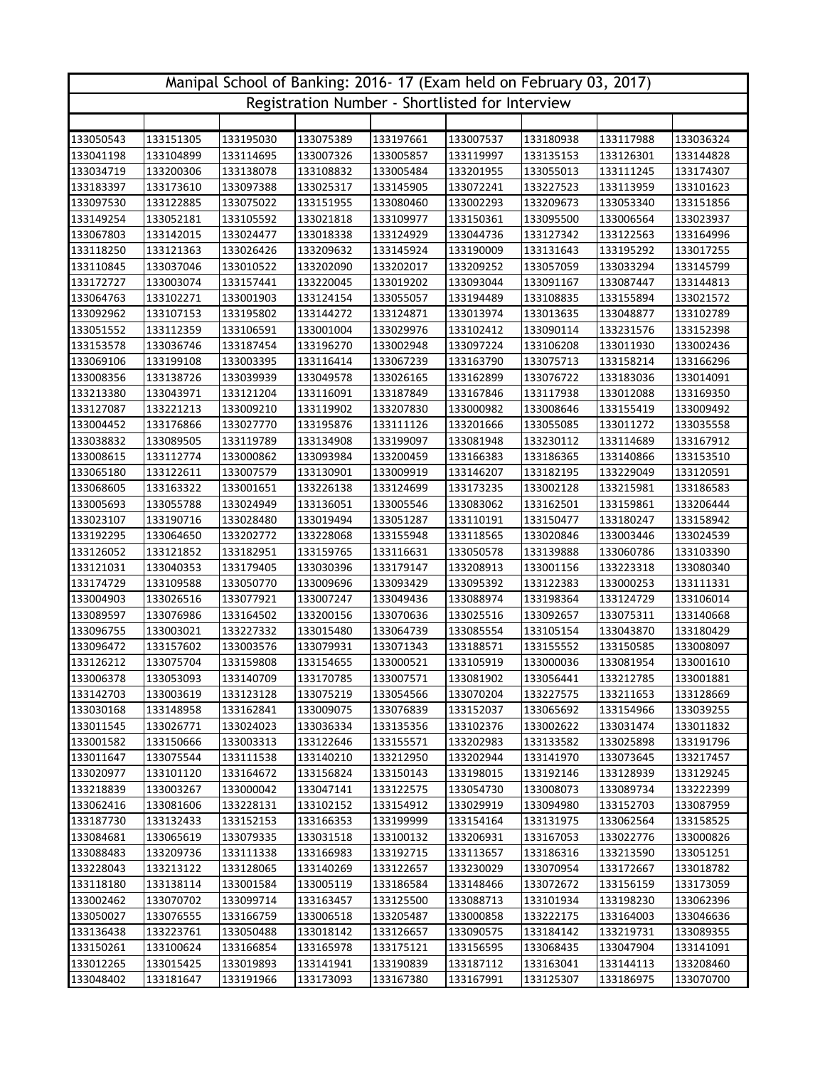# Manipal School of Banking: 2016- 17 (Exam held on February 03, 2017)

## Registration Number - Shortlisted for Interview

| | | | | | | | | |
|---|---|---|---|---|---|---|---|---|
| 133050543 | 133151305 | 133195030 | 133075389 | 133197661 | 133007537 | 133180938 | 133117988 | 133036324 |
| 133041198 | 133104899 | 133114695 | 133007326 | 133005857 | 133119997 | 133135153 | 133126301 | 133144828 |
| 133034719 | 133200306 | 133138078 | 133108832 | 133005484 | 133201955 | 133055013 | 133111245 | 133174307 |
| 133183397 | 133173610 | 133097388 | 133025317 | 133145905 | 133072241 | 133227523 | 133113959 | 133101623 |
| 133097530 | 133122885 | 133075022 | 133151955 | 133080460 | 133002293 | 133209673 | 133053340 | 133151856 |
| 133149254 | 133052181 | 133105592 | 133021818 | 133109977 | 133150361 | 133095500 | 133006564 | 133023937 |
| 133067803 | 133142015 | 133024477 | 133018338 | 133124929 | 133044736 | 133127342 | 133122563 | 133164996 |
| 133118250 | 133121363 | 133026426 | 133209632 | 133145924 | 133190009 | 133131643 | 133195292 | 133017255 |
| 133110845 | 133037046 | 133010522 | 133202090 | 133202017 | 133209252 | 133057059 | 133033294 | 133145799 |
| 133172727 | 133003074 | 133157441 | 133220045 | 133019202 | 133093044 | 133091167 | 133087447 | 133144813 |
| 133064763 | 133102271 | 133001903 | 133124154 | 133055057 | 133194489 | 133108835 | 133155894 | 133021572 |
| 133092962 | 133107153 | 133195802 | 133144272 | 133124871 | 133013974 | 133013635 | 133048877 | 133102789 |
| 133051552 | 133112359 | 133106591 | 133001004 | 133029976 | 133102412 | 133090114 | 133231576 | 133152398 |
| 133153578 | 133036746 | 133187454 | 133196270 | 133002948 | 133097224 | 133106208 | 133011930 | 133002436 |
| 133069106 | 133199108 | 133003395 | 133116414 | 133067239 | 133163790 | 133075713 | 133158214 | 133166296 |
| 133008356 | 133138726 | 133039939 | 133049578 | 133026165 | 133162899 | 133076722 | 133183036 | 133014091 |
| 133213380 | 133043971 | 133121204 | 133116091 | 133187849 | 133167846 | 133117938 | 133012088 | 133169350 |
| 133127087 | 133221213 | 133009210 | 133119902 | 133207830 | 133000982 | 133008646 | 133155419 | 133009492 |
| 133004452 | 133176866 | 133027770 | 133195876 | 133111126 | 133201666 | 133055085 | 133011272 | 133035558 |
| 133038832 | 133089505 | 133119789 | 133134908 | 133199097 | 133081948 | 133230112 | 133114689 | 133167912 |
| 133008615 | 133112774 | 133000862 | 133093984 | 133200459 | 133166383 | 133186365 | 133140866 | 133153510 |
| 133065180 | 133122611 | 133007579 | 133130901 | 133009919 | 133146207 | 133182195 | 133229049 | 133120591 |
| 133068605 | 133163322 | 133001651 | 133226138 | 133124699 | 133173235 | 133002128 | 133215981 | 133186583 |
| 133005693 | 133055788 | 133024949 | 133136051 | 133005546 | 133083062 | 133162501 | 133159861 | 133206444 |
| 133023107 | 133190716 | 133028480 | 133019494 | 133051287 | 133110191 | 133150477 | 133180247 | 133158942 |
| 133192295 | 133064650 | 133202772 | 133228068 | 133155948 | 133118565 | 133020846 | 133003446 | 133024539 |
| 133126052 | 133121852 | 133182951 | 133159765 | 133116631 | 133050578 | 133139888 | 133060786 | 133103390 |
| 133121031 | 133040353 | 133179405 | 133030396 | 133179147 | 133208913 | 133001156 | 133223318 | 133080340 |
| 133174729 | 133109588 | 133050770 | 133009696 | 133093429 | 133095392 | 133122383 | 133000253 | 133111331 |
| 133004903 | 133026516 | 133077921 | 133007247 | 133049436 | 133088974 | 133198364 | 133124729 | 133106014 |
| 133089597 | 133076986 | 133164502 | 133200156 | 133070636 | 133025516 | 133092657 | 133075311 | 133140668 |
| 133096755 | 133003021 | 133227332 | 133015480 | 133064739 | 133085554 | 133105154 | 133043870 | 133180429 |
| 133096472 | 133157602 | 133003576 | 133079931 | 133071343 | 133188571 | 133155552 | 133150585 | 133008097 |
| 133126212 | 133075704 | 133159808 | 133154655 | 133000521 | 133105919 | 133000036 | 133081954 | 133001610 |
| 133006378 | 133053093 | 133140709 | 133170785 | 133007571 | 133081902 | 133056441 | 133212785 | 133001881 |
| 133142703 | 133003619 | 133123128 | 133075219 | 133054566 | 133070204 | 133227575 | 133211653 | 133128669 |
| 133030168 | 133148958 | 133162841 | 133009075 | 133076839 | 133152037 | 133065692 | 133154966 | 133039255 |
| 133011545 | 133026771 | 133024023 | 133036334 | 133135356 | 133102376 | 133002622 | 133031474 | 133011832 |
| 133001582 | 133150666 | 133003313 | 133122646 | 133155571 | 133202983 | 133133582 | 133025898 | 133191796 |
| 133011647 | 133075544 | 133111538 | 133140210 | 133212950 | 133202944 | 133141970 | 133073645 | 133217457 |
| 133020977 | 133101120 | 133164672 | 133156824 | 133150143 | 133198015 | 133192146 | 133128939 | 133129245 |
| 133218839 | 133003267 | 133000042 | 133047141 | 133122575 | 133054730 | 133008073 | 133089734 | 133222399 |
| 133062416 | 133081606 | 133228131 | 133102152 | 133154912 | 133029919 | 133094980 | 133152703 | 133087959 |
| 133187730 | 133132433 | 133152153 | 133166353 | 133199999 | 133154164 | 133131975 | 133062564 | 133158525 |
| 133084681 | 133065619 | 133079335 | 133031518 | 133100132 | 133206931 | 133167053 | 133022776 | 133000826 |
| 133088483 | 133209736 | 133111338 | 133166983 | 133192715 | 133113657 | 133186316 | 133213590 | 133051251 |
| 133228043 | 133213122 | 133128065 | 133140269 | 133122657 | 133230029 | 133070954 | 133172667 | 133018782 |
| 133118180 | 133138114 | 133001584 | 133005119 | 133186584 | 133148466 | 133072672 | 133156159 | 133173059 |
| 133002462 | 133070702 | 133099714 | 133163457 | 133125500 | 133088713 | 133101934 | 133198230 | 133062396 |
| 133050027 | 133076555 | 133166759 | 133006518 | 133205487 | 133000858 | 133222175 | 133164003 | 133046636 |
| 133136438 | 133223761 | 133050488 | 133018142 | 133126657 | 133090575 | 133184142 | 133219731 | 133089355 |
| 133150261 | 133100624 | 133166854 | 133165978 | 133175121 | 133156595 | 133068435 | 133047904 | 133141091 |
| 133012265 | 133015425 | 133019893 | 133141941 | 133190839 | 133187112 | 133163041 | 133144113 | 133208460 |
| 133048402 | 133181647 | 133191966 | 133173093 | 133167380 | 133167991 | 133125307 | 133186975 | 133070700 |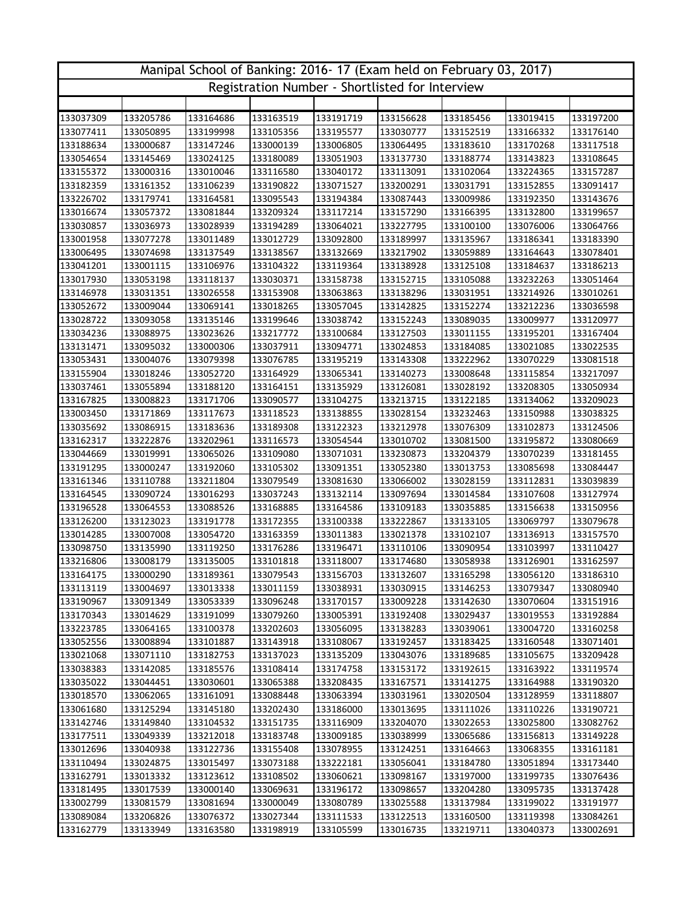# Manipal School of Banking: 2016- 17 (Exam held on February 03, 2017)

## Registration Number - Shortlisted for Interview

| | | | | | | | | |
|---|---|---|---|---|---|---|---|---|
| 133037309 | 133205786 | 133164686 | 133163519 | 133191719 | 133156628 | 133185456 | 133019415 | 133197200 |
| 133077411 | 133050895 | 133199998 | 133105356 | 133195577 | 133030777 | 133152519 | 133166332 | 133176140 |
| 133188634 | 133000687 | 133147246 | 133000139 | 133006805 | 133064495 | 133183610 | 133170268 | 133117518 |
| 133054654 | 133145469 | 133024125 | 133180089 | 133051903 | 133137730 | 133188774 | 133143823 | 133108645 |
| 133155372 | 133000316 | 133010046 | 133116580 | 133040172 | 133113091 | 133102064 | 133224365 | 133157287 |
| 133182359 | 133161352 | 133106239 | 133190822 | 133071527 | 133200291 | 133031791 | 133152855 | 133091417 |
| 133226702 | 133179741 | 133164581 | 133095543 | 133194384 | 133087443 | 133009986 | 133192350 | 133143676 |
| 133016674 | 133057372 | 133081844 | 133209324 | 133117214 | 133157290 | 133166395 | 133132800 | 133199657 |
| 133030857 | 133036973 | 133028939 | 133194289 | 133064021 | 133227795 | 133100100 | 133076006 | 133064766 |
| 133001958 | 133077278 | 133011489 | 133012729 | 133092800 | 133189997 | 133135967 | 133186341 | 133183390 |
| 133006495 | 133074698 | 133137549 | 133138567 | 133132669 | 133217902 | 133059889 | 133164643 | 133078401 |
| 133041201 | 133001115 | 133106976 | 133104322 | 133119364 | 133138928 | 133125108 | 133184637 | 133186213 |
| 133017930 | 133053198 | 133118137 | 133030371 | 133158738 | 133152715 | 133105088 | 133232263 | 133051464 |
| 133146978 | 133031351 | 133026558 | 133153908 | 133063863 | 133138296 | 133031951 | 133214926 | 133010261 |
| 133052672 | 133009044 | 133069141 | 133018265 | 133057045 | 133142825 | 133152274 | 133212236 | 133036598 |
| 133028722 | 133093058 | 133135146 | 133199646 | 133038742 | 133152243 | 133089035 | 133009977 | 133120977 |
| 133034236 | 133088975 | 133023626 | 133217772 | 133100684 | 133127503 | 133011155 | 133195201 | 133167404 |
| 133131471 | 133095032 | 133000306 | 133037911 | 133094771 | 133024853 | 133184085 | 133021085 | 133022535 |
| 133053431 | 133004076 | 133079398 | 133076785 | 133195219 | 133143308 | 133222962 | 133070229 | 133081518 |
| 133155904 | 133018246 | 133052720 | 133164929 | 133065341 | 133140273 | 133008648 | 133115854 | 133217097 |
| 133037461 | 133055894 | 133188120 | 133164151 | 133135929 | 133126081 | 133028192 | 133208305 | 133050934 |
| 133167825 | 133008823 | 133171706 | 133090577 | 133104275 | 133213715 | 133122185 | 133134062 | 133209023 |
| 133003450 | 133171869 | 133117673 | 133118523 | 133138855 | 133028154 | 133232463 | 133150988 | 133038325 |
| 133035692 | 133086915 | 133183636 | 133189308 | 133122323 | 133212978 | 133076309 | 133102873 | 133124506 |
| 133162317 | 133222876 | 133202961 | 133116573 | 133054544 | 133010702 | 133081500 | 133195872 | 133080669 |
| 133044669 | 133019991 | 133065026 | 133109080 | 133071031 | 133230873 | 133204379 | 133070239 | 133181455 |
| 133191295 | 133000247 | 133192060 | 133105302 | 133091351 | 133052380 | 133013753 | 133085698 | 133084447 |
| 133161346 | 133110788 | 133211804 | 133079549 | 133081630 | 133066002 | 133028159 | 133112831 | 133039839 |
| 133164545 | 133090724 | 133016293 | 133037243 | 133132114 | 133097694 | 133014584 | 133107608 | 133127974 |
| 133196528 | 133064553 | 133088526 | 133168885 | 133164586 | 133109183 | 133035885 | 133156638 | 133150956 |
| 133126200 | 133123023 | 133191778 | 133172355 | 133100338 | 133222867 | 133133105 | 133069797 | 133079678 |
| 133014285 | 133007008 | 133054720 | 133163359 | 133011383 | 133021378 | 133102107 | 133136913 | 133157570 |
| 133098750 | 133135990 | 133119250 | 133176286 | 133196471 | 133110106 | 133090954 | 133103997 | 133110427 |
| 133216806 | 133008179 | 133135005 | 133101818 | 133118007 | 133174680 | 133058938 | 133126901 | 133162597 |
| 133164175 | 133000290 | 133189361 | 133079543 | 133156703 | 133132607 | 133165298 | 133056120 | 133186310 |
| 133113119 | 133004697 | 133013338 | 133011159 | 133038931 | 133030915 | 133146253 | 133079347 | 133080940 |
| 133190967 | 133091349 | 133053339 | 133096248 | 133170157 | 133009228 | 133142630 | 133070604 | 133151916 |
| 133170343 | 133014629 | 133191099 | 133079260 | 133005391 | 133192408 | 133029437 | 133019553 | 133192884 |
| 133223785 | 133064165 | 133100378 | 133202603 | 133056095 | 133138283 | 133039061 | 133004720 | 133160258 |
| 133052556 | 133008894 | 133101887 | 133143918 | 133108067 | 133192457 | 133183425 | 133160548 | 133071401 |
| 133021068 | 133071110 | 133182753 | 133137023 | 133135209 | 133043076 | 133189685 | 133105675 | 133209428 |
| 133038383 | 133142085 | 133185576 | 133108414 | 133174758 | 133153172 | 133192615 | 133163922 | 133119574 |
| 133035022 | 133044451 | 133030601 | 133065388 | 133208435 | 133167571 | 133141275 | 133164988 | 133190320 |
| 133018570 | 133062065 | 133161091 | 133088448 | 133063394 | 133031961 | 133020504 | 133128959 | 133118807 |
| 133061680 | 133125294 | 133145180 | 133202430 | 133186000 | 133013695 | 133111026 | 133110226 | 133190721 |
| 133142746 | 133149840 | 133104532 | 133151735 | 133116909 | 133204070 | 133022653 | 133025800 | 133082762 |
| 133177511 | 133049339 | 133212018 | 133183748 | 133009185 | 133038999 | 133065686 | 133156813 | 133149228 |
| 133012696 | 133040938 | 133122736 | 133155408 | 133078955 | 133124251 | 133164663 | 133068355 | 133161181 |
| 133110494 | 133024875 | 133015497 | 133073188 | 133222181 | 133056041 | 133184780 | 133051894 | 133173440 |
| 133162791 | 133013332 | 133123612 | 133108502 | 133060621 | 133098167 | 133197000 | 133199735 | 133076436 |
| 133181495 | 133017539 | 133000140 | 133069631 | 133196172 | 133098657 | 133204280 | 133095735 | 133137428 |
| 133002799 | 133081579 | 133081694 | 133000049 | 133080789 | 133025588 | 133137984 | 133199022 | 133191977 |
| 133089084 | 133206826 | 133076372 | 133027344 | 133111533 | 133122513 | 133160500 | 133119398 | 133084261 |
| 133162779 | 133133949 | 133163580 | 133198919 | 133105599 | 133016735 | 133219711 | 133040373 | 133002691 |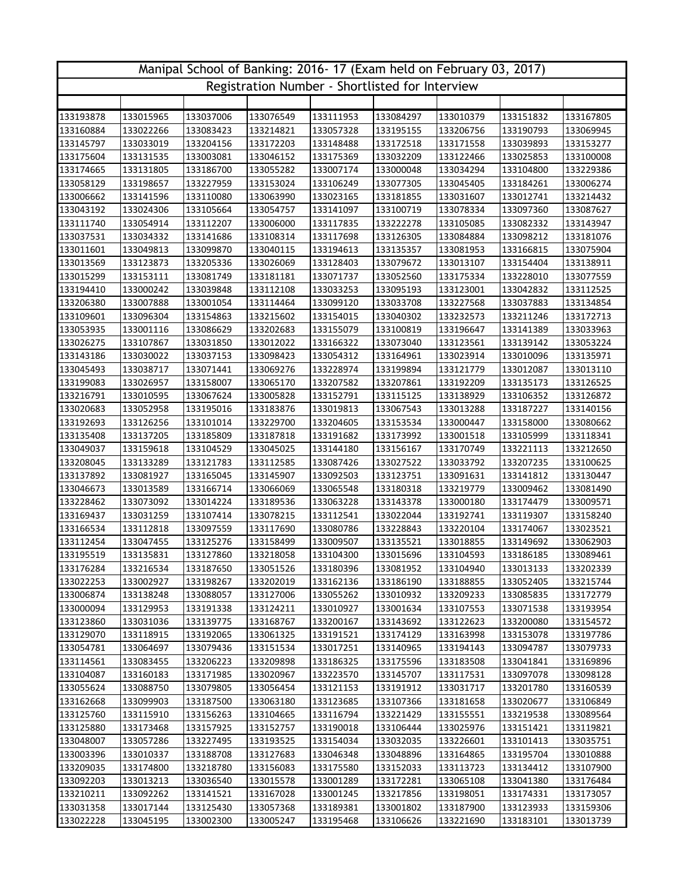| Manipal School of Banking: 2016- 17 (Exam held on February 03, 2017) | | | | | | | | |
|---|---|---|---|---|---|---|---|---|
| Registration Number - Shortlisted for Interview | | | | | | | | |
| | | | | | | | | |
| 133193878 | 133015965 | 133037006 | 133076549 | 133111953 | 133084297 | 133010379 | 133151832 | 133167805 |
| 133160884 | 133022266 | 133083423 | 133214821 | 133057328 | 133195155 | 133206756 | 133190793 | 133069945 |
| 133145797 | 133033019 | 133204156 | 133172203 | 133148488 | 133172518 | 133171558 | 133039893 | 133153277 |
| 133175604 | 133131535 | 133003081 | 133046152 | 133175369 | 133032209 | 133122466 | 133025853 | 133100008 |
| 133174665 | 133131805 | 133186700 | 133055282 | 133007174 | 133000048 | 133034294 | 133104800 | 133229386 |
| 133058129 | 133198657 | 133227959 | 133153024 | 133106249 | 133077305 | 133045405 | 133184261 | 133006274 |
| 133006662 | 133141596 | 133110080 | 133063990 | 133023165 | 133181855 | 133031607 | 133012741 | 133214432 |
| 133043192 | 133024306 | 133105664 | 133054757 | 133141097 | 133100719 | 133078334 | 133097360 | 133087627 |
| 133111740 | 133054914 | 133112207 | 133006000 | 133117835 | 133222278 | 133105085 | 133082332 | 133143947 |
| 133037531 | 133034332 | 133141686 | 133108314 | 133117698 | 133126305 | 133084884 | 133098212 | 133181076 |
| 133011601 | 133049813 | 133099870 | 133040115 | 133194613 | 133135357 | 133081953 | 133166815 | 133075904 |
| 133013569 | 133123873 | 133205336 | 133026069 | 133128403 | 133079672 | 133013107 | 133154404 | 133138911 |
| 133015299 | 133153111 | 133081749 | 133181181 | 133071737 | 133052560 | 133175334 | 133228010 | 133077559 |
| 133194410 | 133000242 | 133039848 | 133112108 | 133033253 | 133095193 | 133123001 | 133042832 | 133112525 |
| 133206380 | 133007888 | 133001054 | 133114464 | 133099120 | 133033708 | 133227568 | 133037883 | 133134854 |
| 133109601 | 133096304 | 133154863 | 133215602 | 133154015 | 133040302 | 133232573 | 133211246 | 133172713 |
| 133053935 | 133001116 | 133086629 | 133202683 | 133155079 | 133100819 | 133196647 | 133141389 | 133033963 |
| 133026275 | 1331107867 | 133031850 | 133012022 | 133166322 | 133073040 | 133123561 | 133139142 | 133053224 |
| 133143186 | 133030022 | 133037153 | 133098423 | 133054312 | 133164961 | 133023914 | 133010096 | 133135971 |
| 133045493 | 133038717 | 133071441 | 133069276 | 133228974 | 133199894 | 133121779 | 133012087 | 133013110 |
| 133199083 | 133026957 | 133158007 | 133065170 | 133207582 | 133207861 | 133192209 | 133135173 | 133126525 |
| 133216791 | 133010595 | 133067624 | 133005828 | 133152791 | 133115125 | 133138929 | 133106352 | 133126872 |
| 133020683 | 133052958 | 133195016 | 133183876 | 133019813 | 133067543 | 133013288 | 133187227 | 133140156 |
| 133192693 | 133126256 | 133101014 | 133229700 | 133204605 | 133153534 | 133000447 | 133158000 | 133080662 |
| 133135408 | 133137205 | 133185809 | 133187818 | 133191682 | 133173992 | 133001518 | 133105999 | 133118341 |
| 133049037 | 133159618 | 133104529 | 133045025 | 133144180 | 133156167 | 133170749 | 133221113 | 133212650 |
| 133208045 | 133133289 | 133121783 | 133112585 | 133087426 | 133027522 | 133033792 | 133207235 | 133100625 |
| 133137892 | 133081927 | 133165045 | 133145907 | 133092503 | 133123751 | 133091631 | 133141812 | 133130447 |
| 133046673 | 133013589 | 133166714 | 133066069 | 133065548 | 133180318 | 133219779 | 133009462 | 133081490 |
| 133228462 | 133073092 | 133014224 | 133189536 | 133063228 | 133143378 | 133000180 | 133174479 | 133009571 |
| 133169437 | 133031259 | 133107414 | 133078215 | 133112541 | 133022044 | 133192741 | 133119307 | 133158240 |
| 133166534 | 133112818 | 133097559 | 133117690 | 133080786 | 133228843 | 133220104 | 133174067 | 133023521 |
| 133112454 | 133047455 | 133125276 | 133158499 | 133009507 | 133135521 | 133018855 | 133149692 | 133062903 |
| 133195519 | 133135831 | 133127860 | 133218058 | 133104300 | 133015696 | 133104593 | 133186185 | 133089461 |
| 133176284 | 133216534 | 133187650 | 133051526 | 133180396 | 133081952 | 133104940 | 133013133 | 133202339 |
| 133022253 | 133002927 | 133198267 | 133202019 | 133162136 | 133186190 | 133188855 | 133052405 | 133215744 |
| 133006874 | 133138248 | 133088057 | 133127006 | 133055262 | 133010932 | 133209233 | 133085835 | 133172779 |
| 133000094 | 133129953 | 133191338 | 133124211 | 133010927 | 133001634 | 133107553 | 133071538 | 133193954 |
| 133123860 | 133031036 | 133139775 | 133168767 | 133200167 | 133143692 | 133122623 | 133200080 | 133154572 |
| 133129070 | 133118915 | 133192065 | 133061325 | 133191521 | 133174129 | 133163998 | 133153078 | 133197786 |
| 133054781 | 133064697 | 133079436 | 133151534 | 133017251 | 133140965 | 133194143 | 133094787 | 133079733 |
| 133114561 | 133083455 | 133206223 | 133209898 | 133186325 | 133175596 | 133183508 | 133041841 | 133169896 |
| 133104087 | 133160183 | 133171985 | 133020967 | 133223570 | 133145707 | 133117531 | 133097078 | 133098128 |
| 133055624 | 133088750 | 133079805 | 133056454 | 133121153 | 133191912 | 133031717 | 133201780 | 133160539 |
| 133162668 | 133099903 | 133187500 | 133063180 | 133123685 | 133107366 | 133181658 | 133020677 | 133106849 |
| 133125760 | 133115910 | 133156263 | 133104665 | 133116794 | 133221429 | 133155551 | 133219538 | 133089564 |
| 133125880 | 133173468 | 133157925 | 133152757 | 133190018 | 133106444 | 133025976 | 133151421 | 133119821 |
| 133048007 | 133057286 | 133227495 | 133193525 | 133154034 | 133032035 | 133226601 | 133101413 | 133035751 |
| 133003396 | 133010337 | 133188708 | 133127683 | 133046348 | 133048896 | 133164865 | 133195704 | 133010888 |
| 133209035 | 133174800 | 133218780 | 133156083 | 133175580 | 133152033 | 133113723 | 133134412 | 133107900 |
| 133092203 | 133013213 | 133036540 | 133015578 | 133001289 | 133172281 | 133065108 | 133041380 | 133176484 |
| 133210211 | 133092262 | 133141521 | 133167028 | 133001245 | 133217856 | 133198051 | 133174331 | 133173057 |
| 133031358 | 133017144 | 133125430 | 133057368 | 133189381 | 133001802 | 133187900 | 133123933 | 133159306 |
| 133022228 | 133045195 | 133002300 | 133005247 | 133195468 | 133106626 | 133221690 | 133183101 | 133013739 |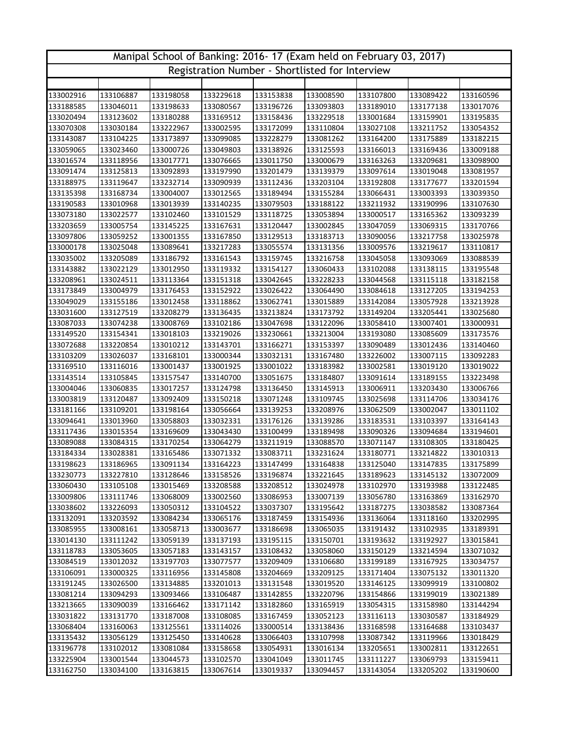# Manipal School of Banking: 2016- 17 (Exam held on February 03, 2017)

## Registration Number - Shortlisted for Interview

| | | | | | | | | |
|---|---|---|---|---|---|---|---|---|
| 133002916 | 133106887 | 133198058 | 133229618 | 133153838 | 133008590 | 133107800 | 133089422 | 133160596 |
| 133188585 | 133046011 | 133198633 | 133080567 | 133196726 | 133093803 | 133189010 | 133177138 | 133017076 |
| 133020494 | 133123602 | 133180288 | 133169512 | 133158436 | 133229518 | 133001684 | 133159901 | 133195835 |
| 133070308 | 133030184 | 133222967 | 133002595 | 133172099 | 133110804 | 133027108 | 133211752 | 133054352 |
| 133143087 | 133104225 | 133173897 | 133099085 | 133228279 | 133081262 | 133164200 | 133175889 | 133182215 |
| 133059065 | 133023460 | 133000726 | 133049803 | 133138926 | 133125593 | 133166013 | 133169436 | 133009188 |
| 133016574 | 133118956 | 133017771 | 133076665 | 133011750 | 133000679 | 133163263 | 133209681 | 133098900 |
| 133091474 | 133125813 | 133092893 | 133197990 | 133201479 | 133139379 | 133097614 | 133019048 | 133081957 |
| 133188975 | 133119647 | 133232714 | 133090939 | 133112436 | 133203104 | 133192808 | 133177677 | 133201594 |
| 133135398 | 133168734 | 133004007 | 133012565 | 133189494 | 133155284 | 133066431 | 133003393 | 133039350 |
| 133190583 | 133010968 | 133013939 | 133140235 | 133079503 | 133188122 | 133211932 | 133190996 | 133107630 |
| 133073180 | 133022577 | 133102460 | 133101529 | 133118725 | 133053894 | 133000517 | 133165362 | 133093239 |
| 133203659 | 133005754 | 133145225 | 133167631 | 133120447 | 133002845 | 133047059 | 133069315 | 133170766 |
| 133097806 | 133059252 | 133001355 | 133167850 | 133129513 | 133183713 | 133090056 | 133217758 | 133025978 |
| 133000178 | 133025048 | 133089641 | 133217283 | 133055574 | 133131356 | 133009576 | 133219617 | 133110817 |
| 133035002 | 133205089 | 133186792 | 133161543 | 133159745 | 133216758 | 133045058 | 133093069 | 133088539 |
| 133143882 | 133022129 | 133012950 | 133119332 | 133154127 | 133060433 | 133102088 | 133138115 | 133195548 |
| 133208961 | 133024511 | 133113364 | 133151318 | 133042645 | 133228233 | 133044568 | 133115118 | 133182158 |
| 133173849 | 133004979 | 133176453 | 133152922 | 133026422 | 133064490 | 133084618 | 133127205 | 133194253 |
| 133049029 | 133155186 | 133012458 | 133118862 | 133062741 | 133015889 | 133142084 | 133057928 | 133213928 |
| 133031600 | 133127519 | 133208279 | 133136435 | 133213824 | 133173792 | 133149204 | 133205441 | 133025680 |
| 133087033 | 133074238 | 133008769 | 133102186 | 133047698 | 133122096 | 133058410 | 133007401 | 133000931 |
| 133149520 | 133154341 | 133018103 | 133219026 | 133230661 | 133213004 | 133193080 | 133085609 | 133173576 |
| 133072688 | 133220854 | 133010212 | 133143701 | 133166271 | 133153397 | 133090489 | 133012436 | 133140460 |
| 133103209 | 133026037 | 133168101 | 133000344 | 133032131 | 133167480 | 133226002 | 133007115 | 133092283 |
| 133169510 | 133116016 | 133001437 | 133001925 | 133001022 | 133183982 | 133002581 | 133019120 | 133019022 |
| 133143514 | 133105845 | 133157547 | 133140700 | 133051675 | 133184807 | 133091614 | 133189155 | 133223498 |
| 133004046 | 133060835 | 133017257 | 133124798 | 133136450 | 133145913 | 133006911 | 133203430 | 133006766 |
| 133003819 | 133120487 | 133092409 | 133150218 | 133071248 | 133109745 | 133025698 | 133114706 | 133034176 |
| 133181166 | 133109201 | 133198164 | 133056664 | 133139253 | 133208976 | 133062509 | 133002047 | 133011102 |
| 133094641 | 133013960 | 133058803 | 133032331 | 133176126 | 133139286 | 133183531 | 133103397 | 133164143 |
| 133117436 | 133015354 | 133169609 | 133043430 | 133100499 | 133189498 | 133090326 | 133094684 | 133194601 |
| 133089088 | 133084315 | 133170254 | 133064279 | 133211919 | 133088570 | 133071147 | 133108305 | 133180425 |
| 133184334 | 133028381 | 133165486 | 133071332 | 133083711 | 133231624 | 133180771 | 133214822 | 133010313 |
| 133198623 | 133186965 | 133091134 | 133164223 | 133147499 | 133164838 | 133125040 | 133147835 | 133175899 |
| 133230773 | 133227810 | 133128646 | 133158526 | 133196874 | 133221645 | 133189623 | 133145132 | 133072009 |
| 133060430 | 133105108 | 133015469 | 133208588 | 133208512 | 133024978 | 133102970 | 133193988 | 133122485 |
| 133009806 | 133111746 | 133068009 | 133002560 | 133086953 | 133007139 | 133056780 | 133163869 | 133162970 |
| 133038602 | 133226093 | 133050312 | 133104522 | 133037307 | 133195642 | 133187275 | 133038582 | 133087364 |
| 133132091 | 133203592 | 133084234 | 133065176 | 133187459 | 133154936 | 133136064 | 133118160 | 133202995 |
| 133085955 | 133008161 | 133058713 | 133003677 | 133186698 | 133065035 | 133191432 | 133102935 | 133189391 |
| 133014130 | 133111242 | 133059139 | 133137193 | 133195115 | 133150701 | 133193632 | 133192927 | 133015841 |
| 133118783 | 133053605 | 133057183 | 133143157 | 133108432 | 133058060 | 133150129 | 133214594 | 133071032 |
| 133084519 | 133012032 | 133197703 | 133077577 | 133209409 | 133106680 | 133199189 | 133167925 | 133034757 |
| 133106091 | 133000325 | 133116956 | 133145808 | 133204669 | 133209125 | 133171404 | 133075132 | 133011320 |
| 133191245 | 133026500 | 133134885 | 133201013 | 133131548 | 133019520 | 133146125 | 133099919 | 133100802 |
| 133081214 | 133094293 | 133093466 | 133106487 | 133142855 | 133220796 | 133154866 | 133199019 | 133021389 |
| 133213665 | 133090039 | 133166462 | 133171142 | 133182860 | 133165919 | 133054315 | 133158980 | 133144294 |
| 133031822 | 133131770 | 133187008 | 133108085 | 133167459 | 133052123 | 133116113 | 133030587 | 133184929 |
| 133068404 | 133160063 | 133125561 | 133114026 | 133000514 | 133138436 | 133168598 | 133164688 | 133103437 |
| 133135432 | 133056129 | 133125450 | 133140628 | 133066403 | 133107998 | 133087342 | 133119966 | 133018429 |
| 133196778 | 133102012 | 133081084 | 133158658 | 133054931 | 133016134 | 133205651 | 133002811 | 133122651 |
| 133225904 | 133001544 | 133044573 | 133102570 | 133041049 | 133011745 | 133111227 | 133069793 | 133159411 |
| 133162750 | 133034100 | 133163815 | 133067614 | 133019337 | 133094457 | 133143054 | 133205202 | 133190600 |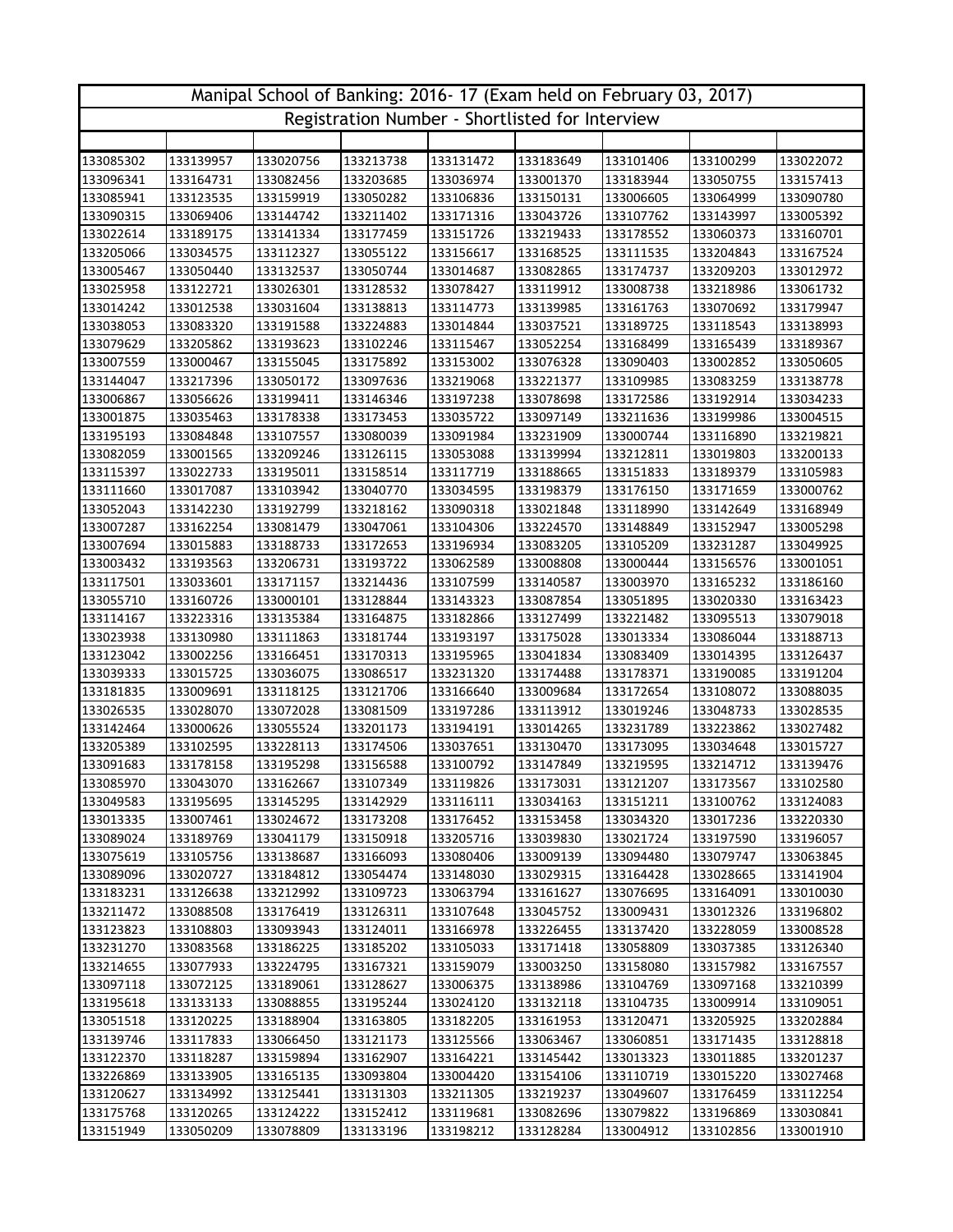| Manipal School of Banking: 2016- 17 (Exam held on February 03, 2017) | | | | | | | | |
|---|---|---|---|---|---|---|---|---|
| Registration Number - Shortlisted for Interview | | | | | | | | |
| | | | | | | | | |
| 133085302 | 133139957 | 133020756 | 133213738 | 133131472 | 133183649 | 133101406 | 133100299 | 133022072 |
| 133096341 | 133164731 | 133082456 | 133203685 | 133036974 | 133001370 | 133183944 | 133050755 | 133157413 |
| 133085941 | 133123535 | 133159919 | 133050282 | 133106836 | 133150131 | 133006605 | 133064999 | 133090780 |
| 133090315 | 133069406 | 133144742 | 133211402 | 133171316 | 133043726 | 133107762 | 133143997 | 133005392 |
| 133022614 | 133189175 | 133141334 | 133177459 | 133151726 | 133219433 | 133178552 | 133060373 | 133160701 |
| 133205066 | 133034575 | 133112327 | 133055122 | 133156617 | 133168525 | 133111535 | 133204843 | 133167524 |
| 133005467 | 133050440 | 133132537 | 133050744 | 133014687 | 133082865 | 133174737 | 133209203 | 133012972 |
| 133025958 | 133122721 | 133026301 | 133128532 | 133078427 | 133119912 | 133008738 | 133218986 | 133061732 |
| 133014242 | 133012538 | 133031604 | 133138813 | 133114773 | 133139985 | 133161763 | 133070692 | 133179947 |
| 133038053 | 133083320 | 133191588 | 133224883 | 133014844 | 133037521 | 133189725 | 133118543 | 133138993 |
| 133079629 | 133205862 | 133193623 | 133102246 | 133115467 | 133052254 | 133168499 | 133165439 | 133189367 |
| 133007559 | 133000467 | 133155045 | 133175892 | 133153002 | 133076328 | 133090403 | 133002852 | 133050605 |
| 133144047 | 133217396 | 133050172 | 133097636 | 133219068 | 133221377 | 133109985 | 133083259 | 133138778 |
| 133006867 | 133056626 | 133199411 | 133146346 | 133197238 | 133078698 | 133172586 | 133192914 | 133034233 |
| 133001875 | 133035463 | 133178338 | 133173453 | 133035722 | 133097149 | 133211636 | 133199986 | 133004515 |
| 133195193 | 133084848 | 133107557 | 133080039 | 133091984 | 133231909 | 133000744 | 133116890 | 133219821 |
| 133082059 | 133001565 | 133209246 | 133126115 | 133053088 | 133139994 | 133212811 | 133019803 | 133200133 |
| 133115397 | 133022733 | 133195011 | 133158514 | 133117719 | 133188665 | 133151833 | 133189379 | 133105983 |
| 133111660 | 133017087 | 133103942 | 133040770 | 133034595 | 133198379 | 133176150 | 133171659 | 133000762 |
| 133052043 | 133142230 | 133192799 | 133218162 | 133090318 | 133021848 | 133118990 | 133142649 | 133168949 |
| 133007287 | 133162254 | 133081479 | 133047061 | 133104306 | 133224570 | 133148849 | 133152947 | 133005298 |
| 133007694 | 133015883 | 133188733 | 133172653 | 133196934 | 133083205 | 133105209 | 133231287 | 133049925 |
| 133003432 | 133193563 | 133206731 | 133193722 | 133062589 | 133008808 | 133000444 | 133156576 | 133001051 |
| 133117501 | 133033601 | 133171157 | 133214436 | 133107599 | 133140587 | 133003970 | 133165232 | 133186160 |
| 133055710 | 133160726 | 133000101 | 133128844 | 133143323 | 133087854 | 133051895 | 133020330 | 133163423 |
| 133114167 | 133223316 | 133135384 | 133164875 | 133182866 | 133127499 | 133221482 | 133095513 | 133079018 |
| 133023938 | 133130980 | 133111863 | 133181744 | 133193197 | 133175028 | 133013334 | 133086044 | 133188713 |
| 133123042 | 133002256 | 133166451 | 133170313 | 133195965 | 133041834 | 133083409 | 133014395 | 133126437 |
| 133039333 | 133015725 | 133036075 | 133086517 | 133231320 | 133174488 | 133178371 | 133190085 | 133191204 |
| 133181835 | 133009691 | 133118125 | 133121706 | 133166640 | 133009684 | 133172654 | 133108072 | 133088035 |
| 133026535 | 133028070 | 133072028 | 133081509 | 133197286 | 133113912 | 133019246 | 133048733 | 133028535 |
| 133142464 | 133000626 | 133055524 | 133201173 | 133194191 | 133014265 | 133231789 | 133223862 | 133027482 |
| 133205389 | 133102595 | 133228113 | 133174506 | 133037651 | 133130470 | 133173095 | 133034648 | 133015727 |
| 133091683 | 133178158 | 133195298 | 133156588 | 133100792 | 133147849 | 133219595 | 133214712 | 133139476 |
| 133085970 | 133043070 | 133162667 | 133107349 | 133119826 | 133173031 | 133121207 | 133173567 | 133102580 |
| 133049583 | 133195695 | 133145295 | 133142929 | 133116111 | 133034163 | 133151211 | 133100762 | 133124083 |
| 133013335 | 133007461 | 133024672 | 133173208 | 133176452 | 133153458 | 133034320 | 133017236 | 133220330 |
| 133089024 | 133189769 | 133041179 | 133150918 | 133205716 | 133039830 | 133021724 | 133197590 | 133196057 |
| 133075619 | 133105756 | 133138687 | 133166093 | 133080406 | 133009139 | 133094480 | 133079747 | 133063845 |
| 133089096 | 133020727 | 133184812 | 133054474 | 133148030 | 133029315 | 133164428 | 133028665 | 133141904 |
| 133183231 | 133126638 | 133212992 | 133109723 | 133063794 | 133161627 | 133076695 | 133164091 | 133010030 |
| 133211472 | 133088508 | 133176419 | 133126311 | 133107648 | 133045752 | 133009431 | 133012326 | 133196802 |
| 133123823 | 133108803 | 133093943 | 133124011 | 133166978 | 133226455 | 133137420 | 133228059 | 133008528 |
| 133231270 | 133083568 | 133186225 | 133185202 | 133105033 | 133171418 | 133058809 | 133037385 | 133126340 |
| 133214655 | 133077933 | 133224795 | 133167321 | 133159079 | 133003250 | 133158080 | 133157982 | 133167557 |
| 133097118 | 133072125 | 133189061 | 133128627 | 133006375 | 133138986 | 133104769 | 133097168 | 133210399 |
| 133195618 | 133133133 | 133088855 | 133195244 | 133024120 | 133132118 | 133104735 | 133009914 | 133109051 |
| 133051518 | 133120225 | 133188904 | 133163805 | 133182205 | 133161953 | 133120471 | 133205925 | 133202884 |
| 133139746 | 133117833 | 133066450 | 133121173 | 133125566 | 133063467 | 133060851 | 133171435 | 133128818 |
| 133122370 | 133118287 | 133159894 | 133162907 | 133164221 | 133145442 | 133013323 | 133011885 | 133201237 |
| 133226869 | 133133905 | 133165135 | 133093804 | 133004420 | 133154106 | 133110719 | 133015220 | 133027468 |
| 133120627 | 133134992 | 133125441 | 133131303 | 133211305 | 133219237 | 133049607 | 133176459 | 133112254 |
| 133175768 | 133120265 | 133124222 | 133152412 | 133119681 | 133082696 | 133079822 | 133196869 | 133030841 |
| 133151949 | 133050209 | 133078809 | 133133196 | 133198212 | 133128284 | 133004912 | 133102856 | 133001910 |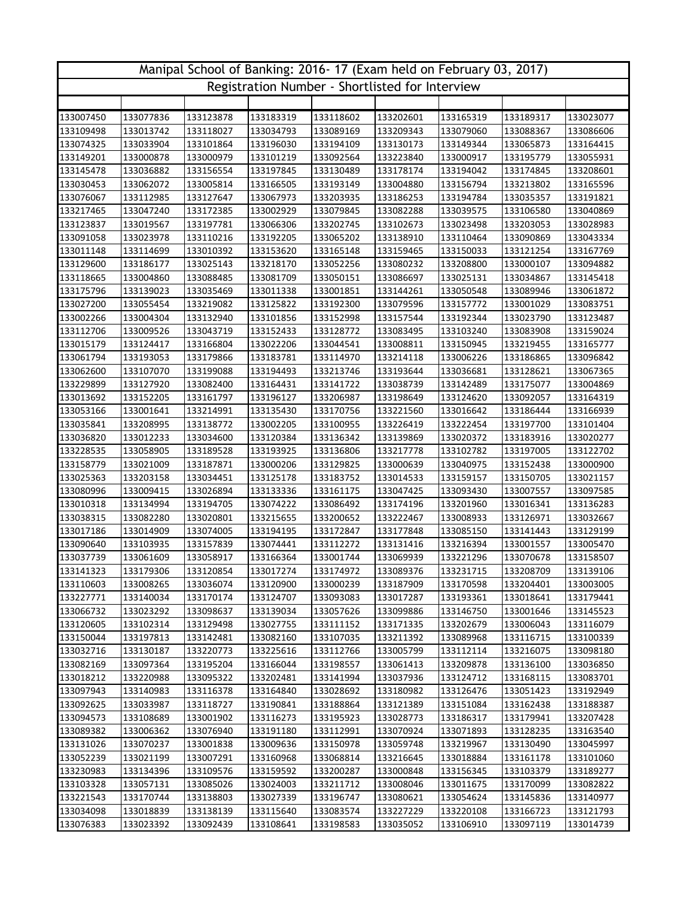| Manipal School of Banking: 2016- 17 (Exam held on February 03, 2017) | | | | | | | | |
|---|---|---|---|---|---|---|---|---|
| Registration Number - Shortlisted for Interview | | | | | | | | |
| | | | | | | | | |
| 133007450 | 133077836 | 133123878 | 133183319 | 133118602 | 133202601 | 133165319 | 133189317 | 133023077 |
| 133109498 | 133013742 | 133118027 | 133034793 | 133089169 | 133209343 | 133079060 | 133088367 | 133086606 |
| 133074325 | 133033904 | 133101864 | 133196030 | 133194109 | 133130173 | 133149344 | 133065873 | 133164415 |
| 133149201 | 133000878 | 133000979 | 133101219 | 133092564 | 133223840 | 133000917 | 133195779 | 133055931 |
| 133145478 | 133036882 | 133156554 | 133197845 | 133130489 | 133178174 | 133194042 | 133174845 | 133208601 |
| 133030453 | 133062072 | 133005814 | 133166505 | 133193149 | 133004880 | 133156794 | 133213802 | 133165596 |
| 133076067 | 133112985 | 133127647 | 133067973 | 133203935 | 133186253 | 133194784 | 133035357 | 133191821 |
| 133217465 | 133047240 | 133172385 | 133002929 | 133079845 | 133082288 | 133039575 | 133106580 | 133040869 |
| 133123837 | 133019567 | 133197781 | 133066306 | 133202745 | 133102673 | 133023498 | 133203053 | 133028983 |
| 133091058 | 133023978 | 133110216 | 133192205 | 133065202 | 133138910 | 133110464 | 133090869 | 133043334 |
| 133011148 | 133114699 | 133010392 | 133153620 | 133165148 | 133159465 | 133150033 | 133121254 | 133167769 |
| 133129600 | 133186177 | 133025143 | 133218170 | 133052256 | 133080232 | 133208800 | 133000107 | 133094882 |
| 133118665 | 133004860 | 133088485 | 133081709 | 133050151 | 133086697 | 133025131 | 133034867 | 133145418 |
| 133175796 | 133139023 | 133035469 | 133011338 | 133001851 | 133144261 | 133050548 | 133089946 | 133061872 |
| 133027200 | 133055454 | 133219082 | 133125822 | 133192300 | 133079596 | 133157772 | 133001029 | 133083751 |
| 133002266 | 133004304 | 133132940 | 133101856 | 133152998 | 133157544 | 133192344 | 133023790 | 133123487 |
| 133112706 | 133009526 | 133043719 | 133152433 | 133128772 | 133083495 | 133103240 | 133083908 | 133159024 |
| 133015179 | 133124417 | 133166804 | 133022206 | 133044541 | 133008811 | 133150945 | 133219455 | 133165777 |
| 133061794 | 133193053 | 133179866 | 133183781 | 133114970 | 133214118 | 133006226 | 133186865 | 133096842 |
| 133062600 | 133107070 | 133199088 | 133194493 | 133213746 | 133193644 | 133036681 | 133128621 | 133067365 |
| 133229899 | 133127920 | 133082400 | 133164431 | 133141722 | 133038739 | 133142489 | 133175077 | 133004869 |
| 133013692 | 133152205 | 133161797 | 133196127 | 133206987 | 133198649 | 133124620 | 133092057 | 133164319 |
| 133053166 | 133001641 | 133214991 | 133135430 | 133170756 | 133221560 | 133016642 | 133186444 | 133166939 |
| 133035841 | 133208995 | 133138772 | 133002205 | 133100955 | 133226419 | 133222454 | 133197700 | 133101404 |
| 133036820 | 133012233 | 133034600 | 133120384 | 133136342 | 133139869 | 133020372 | 133183916 | 133020277 |
| 133228535 | 133058905 | 133189528 | 133193925 | 133136806 | 133217778 | 133102782 | 133197005 | 133122702 |
| 133158779 | 133021009 | 133187871 | 133000206 | 133129825 | 133000639 | 133040975 | 133152438 | 133000900 |
| 133025363 | 133203158 | 133034451 | 133125178 | 133183752 | 133014533 | 133159157 | 133150705 | 133021157 |
| 133080996 | 133009415 | 133026894 | 133133336 | 133161175 | 133047425 | 133093430 | 133007557 | 133097585 |
| 133010318 | 133134994 | 133194705 | 133074222 | 133086492 | 133174196 | 133201960 | 133016341 | 133136283 |
| 133038315 | 133082280 | 133020801 | 133215655 | 133200652 | 133222467 | 133008933 | 133126971 | 133032667 |
| 133017186 | 133014909 | 133074005 | 133194195 | 133172847 | 133177848 | 133085150 | 133141443 | 133129199 |
| 133090640 | 133103935 | 133157839 | 133074441 | 133112272 | 133131416 | 133216394 | 133001557 | 133005470 |
| 133037739 | 133061609 | 133058917 | 133166364 | 133001744 | 133069939 | 133221296 | 133070678 | 133158507 |
| 133141323 | 133179306 | 133120854 | 133017274 | 133174972 | 133089376 | 133231715 | 133208709 | 133139106 |
| 133110603 | 133008265 | 133036074 | 133120900 | 133000239 | 133187909 | 133170598 | 133204401 | 133003005 |
| 133227771 | 133140034 | 133170174 | 133124707 | 133093083 | 133017287 | 133193361 | 133018641 | 133179441 |
| 133066732 | 133023292 | 133098637 | 133139034 | 133057626 | 133099886 | 133146750 | 133001646 | 133145523 |
| 133120605 | 133102314 | 133129498 | 133027755 | 133111152 | 133171335 | 133202679 | 133006043 | 133116079 |
| 133150044 | 133197813 | 133142481 | 133082160 | 133107035 | 133211392 | 133089968 | 133116715 | 133100339 |
| 133032716 | 133130187 | 133220773 | 133225616 | 133112766 | 133005799 | 133112114 | 133216075 | 133098180 |
| 133082169 | 133097364 | 133195204 | 133166044 | 133198557 | 133061413 | 133209878 | 133136100 | 133036850 |
| 133018212 | 133220988 | 133095322 | 133202481 | 133141994 | 133037936 | 133124712 | 133168115 | 133083701 |
| 133097943 | 133140983 | 133116378 | 133164840 | 133028692 | 133180982 | 133126476 | 133051423 | 133192949 |
| 133092625 | 133033987 | 133118727 | 133190841 | 133188864 | 133121389 | 133151084 | 133162438 | 133188387 |
| 133094573 | 133108689 | 133001902 | 133116273 | 133195923 | 133028773 | 133186317 | 133179941 | 133207428 |
| 133089382 | 133006362 | 133076940 | 133191180 | 133112991 | 133070924 | 133071893 | 133128235 | 133163540 |
| 133131026 | 133070237 | 133001838 | 133009636 | 133150978 | 133059748 | 133219967 | 133130490 | 133045997 |
| 133052239 | 133021199 | 133007291 | 133160968 | 133068814 | 133216645 | 133018884 | 133161178 | 133101060 |
| 133230983 | 133134396 | 133109576 | 133159592 | 133200287 | 133000848 | 133156345 | 133103379 | 133189277 |
| 133103328 | 133057131 | 133085026 | 133024003 | 133211712 | 133008046 | 133011675 | 133170099 | 133082822 |
| 133221543 | 133170744 | 133138803 | 133027339 | 133196747 | 133080621 | 133054624 | 133145836 | 133140977 |
| 133034098 | 133018839 | 133138139 | 133115640 | 133083574 | 133227229 | 133220108 | 133166723 | 133121793 |
| 133076383 | 133023392 | 133092439 | 133108641 | 133198583 | 133035052 | 133106910 | 133097119 | 133014739 |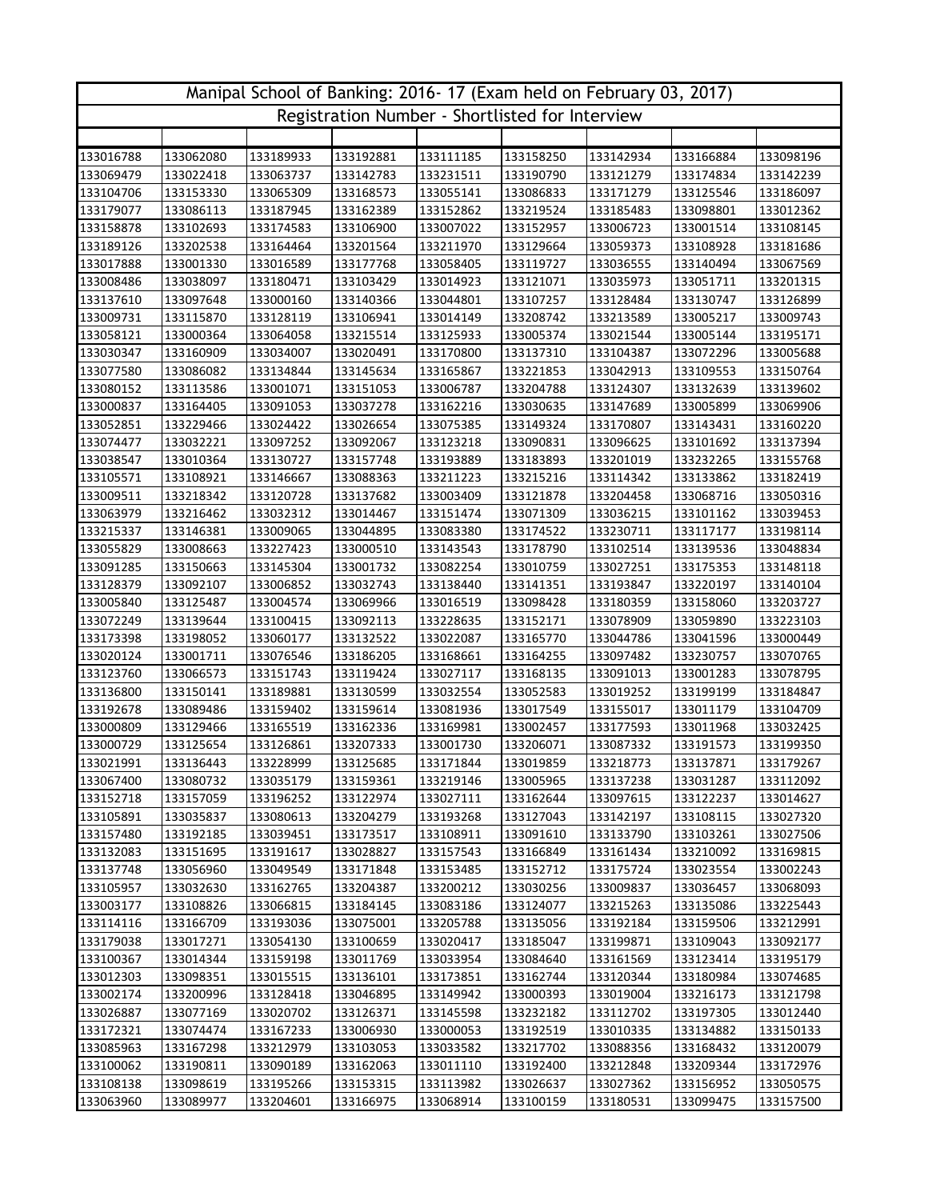| Manipal School of Banking: 2016- 17 (Exam held on February 03, 2017) | | | | | | | | |
|---|---|---|---|---|---|---|---|---|
| Registration Number - Shortlisted for Interview | | | | | | | | |
| | | | | | | | | |
| 133016788 | 133062080 | 133189933 | 133192881 | 133111185 | 133158250 | 133142934 | 133166884 | 133098196 |
| 133069479 | 133022418 | 133063737 | 133142783 | 133231511 | 133190790 | 133121279 | 133174834 | 133142239 |
| 133104706 | 133153330 | 133065309 | 133168573 | 133055141 | 133086833 | 133171279 | 133125546 | 133186097 |
| 133179077 | 133086113 | 133187945 | 133162389 | 133152862 | 133219524 | 133185483 | 133098801 | 133012362 |
| 133158878 | 133102693 | 133174583 | 133106900 | 133007022 | 133152957 | 133006723 | 133001514 | 133108145 |
| 133189126 | 133202538 | 133164464 | 133201564 | 133211970 | 133129664 | 133059373 | 133108928 | 133181686 |
| 133017888 | 133001330 | 133016589 | 133177768 | 133058405 | 133119727 | 133036555 | 133140494 | 133067569 |
| 133008486 | 133038097 | 133180471 | 133103429 | 133014923 | 133121071 | 133035973 | 133051711 | 133201315 |
| 133137610 | 133097648 | 133000160 | 133140366 | 133044801 | 133107257 | 133128484 | 133130747 | 133126899 |
| 133009731 | 133115870 | 133128119 | 133106941 | 133014149 | 133208742 | 133213589 | 133005217 | 133009743 |
| 133058121 | 133000364 | 133064058 | 133215514 | 133125933 | 133005374 | 133021544 | 133005144 | 133195171 |
| 133030347 | 133160909 | 133034007 | 133020491 | 133170800 | 133137310 | 133104387 | 133072296 | 133005688 |
| 133077580 | 133086082 | 133134844 | 133145634 | 133165867 | 133221853 | 133042913 | 133109553 | 133150764 |
| 133080152 | 133113586 | 133001071 | 133151053 | 133006787 | 133204788 | 133124307 | 133132639 | 133139602 |
| 133000837 | 133164405 | 133091053 | 133037278 | 133162216 | 133030635 | 133147689 | 133005899 | 133069906 |
| 133052851 | 133229466 | 133024422 | 133026654 | 133075385 | 133149324 | 133170807 | 133143431 | 133160220 |
| 133074477 | 133032221 | 133097252 | 133092067 | 133123218 | 133090831 | 133096625 | 133101692 | 133137394 |
| 133038547 | 133010364 | 133130727 | 133157748 | 133193889 | 133183893 | 133201019 | 133232265 | 133155768 |
| 133105571 | 133108921 | 133146667 | 133088363 | 133211223 | 133215216 | 133114342 | 133133862 | 133182419 |
| 133009511 | 133218342 | 133120728 | 133137682 | 133003409 | 133121878 | 133204458 | 133068716 | 133050316 |
| 133063979 | 133216462 | 133032312 | 133014467 | 133151474 | 133071309 | 133036215 | 133101162 | 133039453 |
| 133215337 | 133146381 | 133009065 | 133044895 | 133083380 | 133174522 | 133230711 | 133117177 | 133198114 |
| 133055829 | 133008663 | 133227423 | 133000510 | 133143543 | 133178790 | 133102514 | 133139536 | 133048834 |
| 133091285 | 133150663 | 133145304 | 133001732 | 133082254 | 133010759 | 133027251 | 133175353 | 133148118 |
| 133128379 | 133092107 | 133006852 | 133032743 | 133138440 | 133141351 | 133193847 | 133220197 | 133140104 |
| 133005840 | 133125487 | 133004574 | 133069966 | 133016519 | 133098428 | 133180359 | 133158060 | 133203727 |
| 133072249 | 133139644 | 133100415 | 133092113 | 133228635 | 133152171 | 133078909 | 133059890 | 133223103 |
| 133173398 | 133198052 | 133060177 | 133132522 | 133022087 | 133165770 | 133044786 | 133041596 | 133000449 |
| 133020124 | 133001711 | 133076546 | 133186205 | 133168661 | 133164255 | 133097482 | 133230757 | 133070765 |
| 133123760 | 133066573 | 133151743 | 133119424 | 133027117 | 133168135 | 133091013 | 133001283 | 133078795 |
| 133136800 | 133150141 | 133189881 | 133130599 | 133032554 | 133052583 | 133019252 | 133199199 | 133184847 |
| 133192678 | 133089486 | 133159402 | 133159614 | 133081936 | 133017549 | 133155017 | 133011179 | 133104709 |
| 133000809 | 133129466 | 133165519 | 133162336 | 133169981 | 133002457 | 133177593 | 133011968 | 133032425 |
| 133000729 | 133125654 | 133126861 | 133207333 | 133001730 | 133206071 | 133087332 | 133191573 | 133199350 |
| 133021991 | 133136443 | 133228999 | 133125685 | 133171844 | 133019859 | 133218773 | 133137871 | 133179267 |
| 133067400 | 133080732 | 133035179 | 133159361 | 133219146 | 133005965 | 133137238 | 133031287 | 133112092 |
| 133152718 | 133157059 | 133196252 | 133122974 | 133027111 | 133162644 | 133097615 | 133122237 | 133014627 |
| 133105891 | 133035837 | 133080613 | 133204279 | 133193268 | 133127043 | 133142197 | 133108115 | 133027320 |
| 133157480 | 133192185 | 133039451 | 133173517 | 133108911 | 133091610 | 133133790 | 133103261 | 133027506 |
| 133132083 | 133151695 | 133191617 | 133028827 | 133157543 | 133166849 | 133161434 | 133210092 | 133169815 |
| 133137748 | 133056960 | 133049549 | 133171848 | 133153485 | 133152712 | 133175724 | 133023554 | 133002243 |
| 133105957 | 133032630 | 133162765 | 133204387 | 133200212 | 133030256 | 133009837 | 133036457 | 133068093 |
| 133003177 | 133108826 | 133066815 | 133184145 | 133083186 | 133124077 | 133215263 | 133135086 | 133225443 |
| 133114116 | 133166709 | 133193036 | 133075001 | 133205788 | 133135056 | 133192184 | 133159506 | 133212991 |
| 133179038 | 133017271 | 133054130 | 133100659 | 133020417 | 133185047 | 133199871 | 133109043 | 133092177 |
| 133100367 | 133014344 | 133159198 | 133011769 | 133033954 | 133084640 | 133161569 | 133123414 | 133195179 |
| 133012303 | 133098351 | 133015515 | 133136101 | 133173851 | 133162744 | 133120344 | 133180984 | 133074685 |
| 133002174 | 133200996 | 133128418 | 133046895 | 133149942 | 133000393 | 133019004 | 133216173 | 133121798 |
| 133026887 | 133077169 | 133020702 | 133126371 | 133145598 | 133232182 | 133112702 | 133197305 | 133012440 |
| 133172321 | 133074474 | 133167233 | 133006930 | 133000053 | 133192519 | 133010335 | 133134882 | 133150133 |
| 133085963 | 133167298 | 133212979 | 133103053 | 133033582 | 133217702 | 133088356 | 133168432 | 133120079 |
| 133100062 | 133190811 | 133090189 | 133162063 | 133011110 | 133192400 | 133212848 | 133209344 | 133172976 |
| 133108138 | 133098619 | 133195266 | 133153315 | 133113982 | 133026637 | 133027362 | 133156952 | 133050575 |
| 133063960 | 133089977 | 133204601 | 133166975 | 133068914 | 133100159 | 133180531 | 133099475 | 133157500 |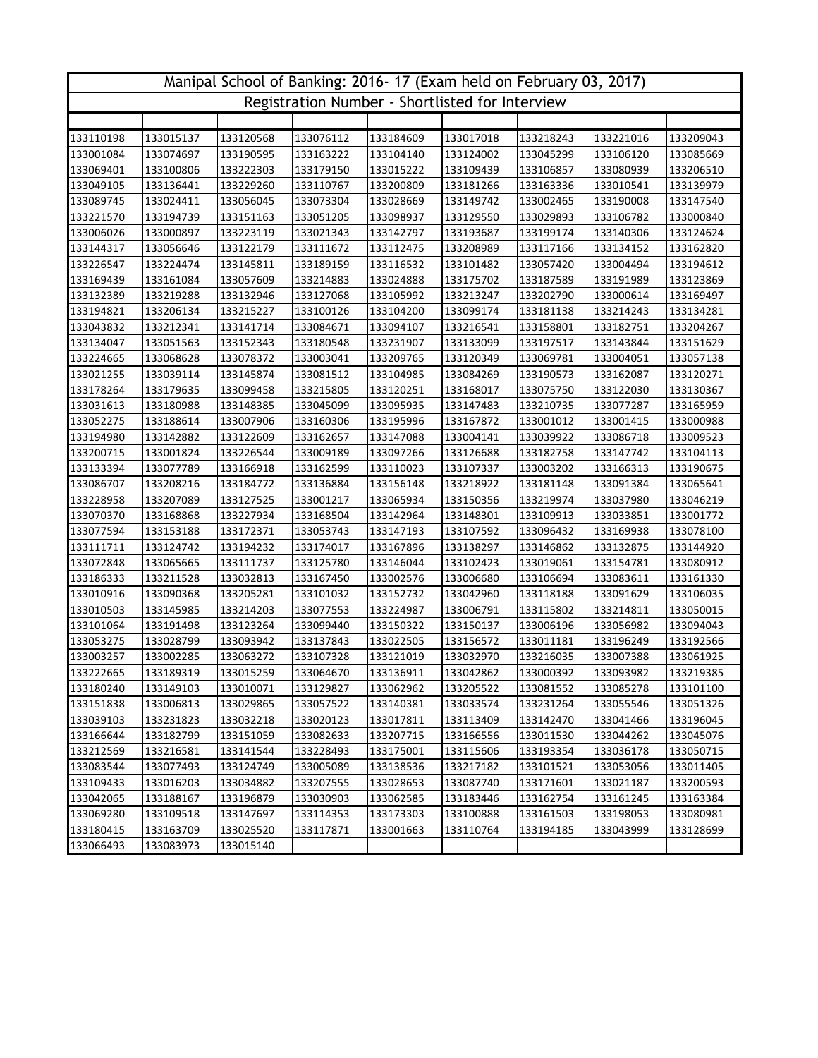# Manipal School of Banking: 2016- 17 (Exam held on February 03, 2017)

## Registration Number - Shortlisted for Interview

| | | | | | | | | |
|---|---|---|---|---|---|---|---|---|
| 133110198 | 133015137 | 133120568 | 133076112 | 133184609 | 133017018 | 133218243 | 133221016 | 133209043 |
| 133001084 | 133074697 | 133190595 | 133163222 | 133104140 | 133124002 | 133045299 | 133106120 | 133085669 |
| 133069401 | 133100806 | 133222303 | 133179150 | 133015222 | 133109439 | 133106857 | 133080939 | 133206510 |
| 133049105 | 133136441 | 133229260 | 133110767 | 133200809 | 133181266 | 133163336 | 133010541 | 133139979 |
| 133089745 | 133024411 | 133056045 | 133073304 | 133028669 | 133149742 | 133002465 | 133190008 | 133147540 |
| 133221570 | 133194739 | 133151163 | 133051205 | 133098937 | 133129550 | 133029893 | 133106782 | 133000840 |
| 133006026 | 133000897 | 133223119 | 133021343 | 133142797 | 133193687 | 133199174 | 133140306 | 133124624 |
| 133144317 | 133056646 | 133122179 | 133111672 | 133112475 | 133208989 | 133117166 | 133134152 | 133162820 |
| 133226547 | 133224474 | 133145811 | 133189159 | 133116532 | 133101482 | 133057420 | 133004494 | 133194612 |
| 133169439 | 133161084 | 133057609 | 133214883 | 133024888 | 133175702 | 133187589 | 133191989 | 133123869 |
| 133132389 | 133219288 | 133132946 | 133127068 | 133105992 | 133213247 | 133202790 | 133000614 | 133169497 |
| 133194821 | 133206134 | 133215227 | 133100126 | 133104200 | 133099174 | 133181138 | 133214243 | 133134281 |
| 133043832 | 133212341 | 133141714 | 133084671 | 133094107 | 133216541 | 133158801 | 133182751 | 133204267 |
| 133134047 | 133051563 | 133152343 | 133180548 | 133231907 | 133133099 | 133197517 | 133143844 | 133151629 |
| 133224665 | 133068628 | 133078372 | 133003041 | 133209765 | 133120349 | 133069781 | 133004051 | 133057138 |
| 133021255 | 133039114 | 133145874 | 133081512 | 133104985 | 133084269 | 133190573 | 133162087 | 133120271 |
| 133178264 | 133179635 | 133099458 | 133215805 | 133120251 | 133168017 | 133075750 | 133122030 | 133130367 |
| 133031613 | 133180988 | 133148385 | 133045099 | 133095935 | 133147483 | 133210735 | 133077287 | 133165959 |
| 133052275 | 133188614 | 133007906 | 133160306 | 133195996 | 133167872 | 133001012 | 133001415 | 133000988 |
| 133194980 | 133142882 | 133122609 | 133162657 | 133147088 | 133004141 | 133039922 | 133086718 | 133009523 |
| 133200715 | 133001824 | 133226544 | 133009189 | 133097266 | 133126688 | 133182758 | 133147742 | 133104113 |
| 133133394 | 133077789 | 133166918 | 133162599 | 133110023 | 133107337 | 133003202 | 133166313 | 133190675 |
| 133086707 | 133208216 | 133184772 | 133136884 | 133156148 | 133218922 | 133181148 | 133091384 | 133065641 |
| 133228958 | 133207089 | 133127525 | 133001217 | 133065934 | 133150356 | 133219974 | 133037980 | 133046219 |
| 133070370 | 133168868 | 133227934 | 133168504 | 133142964 | 133148301 | 133109913 | 133033851 | 133001772 |
| 133077594 | 133153188 | 133172371 | 133053743 | 133147193 | 133107592 | 133096432 | 133169938 | 133078100 |
| 133111711 | 133124742 | 133194232 | 133174017 | 133167896 | 133138297 | 133146862 | 133132875 | 133144920 |
| 133072848 | 133065665 | 133111737 | 133125780 | 133146044 | 133102423 | 133019061 | 133154781 | 133080912 |
| 133186333 | 133211528 | 133032813 | 133167450 | 133002576 | 133006680 | 133106694 | 133083611 | 133161330 |
| 133010916 | 133090368 | 133205281 | 133101032 | 133152732 | 133042960 | 133118188 | 133091629 | 133106035 |
| 133010503 | 133145985 | 133214203 | 133077553 | 133224987 | 133006791 | 133115802 | 133214811 | 133050015 |
| 133101064 | 133191498 | 133123264 | 133099440 | 133150322 | 133150137 | 133006196 | 133056982 | 133094043 |
| 133053275 | 133028799 | 133093942 | 133137843 | 133022505 | 133156572 | 133011181 | 133196249 | 133192566 |
| 133003257 | 133002285 | 133063272 | 133107328 | 133121019 | 133032970 | 133216035 | 133007388 | 133061925 |
| 133222665 | 133189319 | 133015259 | 133064670 | 133136911 | 133042862 | 133000392 | 133093982 | 133219385 |
| 133180240 | 133149103 | 133010071 | 133129827 | 133062962 | 133205522 | 133081552 | 133085278 | 133101100 |
| 133151838 | 133006813 | 133029865 | 133057522 | 133140381 | 133033574 | 133231264 | 133055546 | 133051326 |
| 133039103 | 133231823 | 133032218 | 133020123 | 133017811 | 133113409 | 133142470 | 133041466 | 133196045 |
| 133166644 | 133182799 | 133151059 | 133082633 | 133207715 | 133166556 | 133011530 | 133044262 | 133045076 |
| 133212569 | 133216581 | 133141544 | 133228493 | 133175001 | 133115606 | 133193354 | 133036178 | 133050715 |
| 133083544 | 133077493 | 133124749 | 133005089 | 133138536 | 133217182 | 133101521 | 133053056 | 133011405 |
| 133109433 | 133016203 | 133034882 | 133207555 | 133028653 | 133087740 | 133171601 | 133021187 | 133200593 |
| 133042065 | 133188167 | 133196879 | 133030903 | 133062585 | 133183446 | 133162754 | 133161245 | 133163384 |
| 133069280 | 133109518 | 133147697 | 133114353 | 133173303 | 133100888 | 133161503 | 133198053 | 133080981 |
| 133180415 | 133163709 | 133025520 | 133117871 | 133001663 | 133110764 | 133194185 | 133043999 | 133128699 |
| 133066493 | 133083973 | 133015140 | | | | | | |